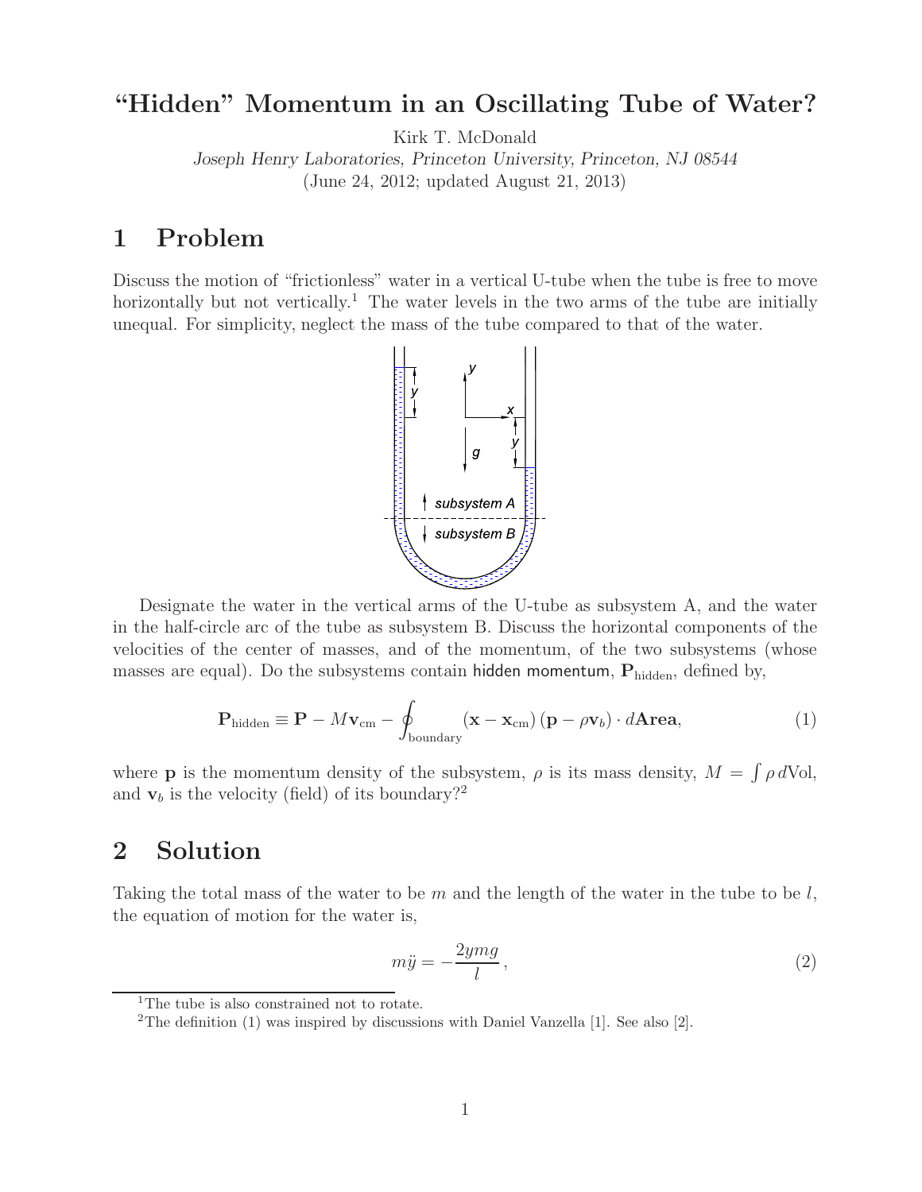# “Hidden” Momentum in an Oscillating Tube of Water?

Kirk T. McDonald

*Joseph Henry Laboratories, Princeton University, Princeton, NJ 08544*

(June 24, 2012; updated August 21, 2013)

## 1 Problem

Discuss the motion of “frictionless” water in a vertical U-tube when the tube is free to move horizontally but not vertically.[1] The water levels in the two arms of the tube are initially unequal. For simplicity, neglect the mass of the tube compared to that of the water.

Designate the water in the vertical arms of the U-tube as subsystem A, and the water in the half-circle arc of the tube as subsystem B. Discuss the horizontal components of the velocities of the center of masses, and of the momentum, of the two subsystems (whose masses are equal). Do the subsystems contain hidden momentum, $\mathbf{P}_{\rm hidden}$, defined by,

$$\mathbf{P}_{\rm hidden} \equiv \mathbf{P} - M\mathbf{v}_{\rm cm} - \oint_{\rm boundary} (\mathbf{x} - \mathbf{x}_{\rm cm})\,(\mathbf{p} - \rho\mathbf{v}_b) \cdot d\mathbf{Area}, \tag{1}$$

where $\mathbf{p}$ is the momentum density of the subsystem, $\rho$ is its mass density, $M = \int \rho\, d{\rm Vol}$, and $\mathbf{v}_b$ is the velocity (field) of its boundary?[2]

## 2 Solution

Taking the total mass of the water to be $m$ and the length of the water in the tube to be $l$, the equation of motion for the water is,

$$m\ddot{y} = -\frac{2ymg}{l}\,, \tag{2}$$

[1] The tube is also constrained not to rotate.

[2] The definition (1) was inspired by discussions with Daniel Vanzella [1]. See also [2].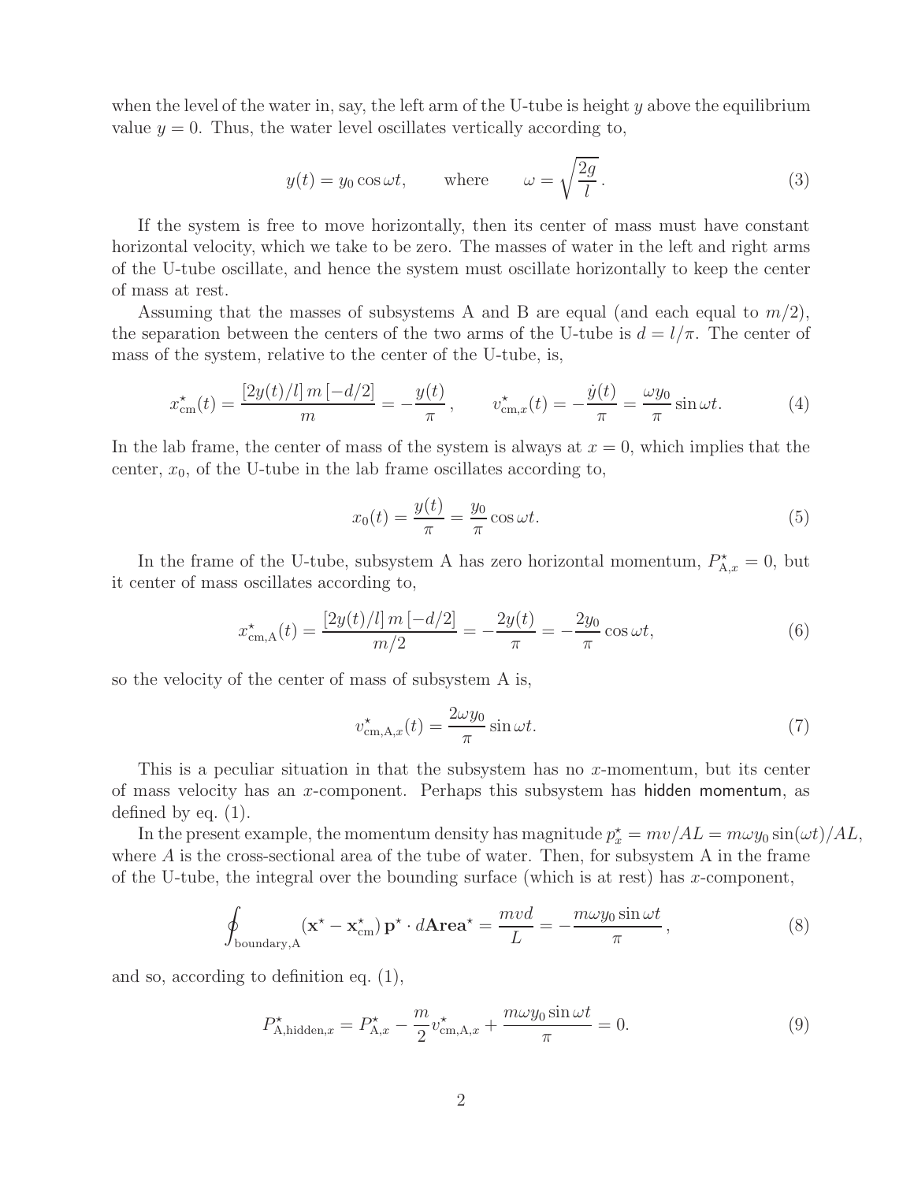when the level of the water in, say, the left arm of the U-tube is height $y$ above the equilibrium value $y = 0$. Thus, the water level oscillates vertically according to,

$$y(t) = y_0 \cos \omega t, \qquad \text{where} \qquad \omega = \sqrt{\frac{2g}{l}}\,. \tag{3}$$

If the system is free to move horizontally, then its center of mass must have constant horizontal velocity, which we take to be zero. The masses of water in the left and right arms of the U-tube oscillate, and hence the system must oscillate horizontally to keep the center of mass at rest.

Assuming that the masses of subsystems A and B are equal (and each equal to $m/2$), the separation between the centers of the two arms of the U-tube is $d = l/\pi$. The center of mass of the system, relative to the center of the U-tube, is,

$$x^\star_{\text{cm}}(t) = \frac{[2y(t)/l]\, m\, [-d/2]}{m} = -\frac{y(t)}{\pi}\,, \qquad v^\star_{\text{cm},x}(t) = -\frac{\dot{y}(t)}{\pi} = \frac{\omega y_0}{\pi} \sin \omega t. \tag{4}$$

In the lab frame, the center of mass of the system is always at $x = 0$, which implies that the center, $x_0$, of the U-tube in the lab frame oscillates according to,

$$x_0(t) = \frac{y(t)}{\pi} = \frac{y_0}{\pi} \cos \omega t. \tag{5}$$

In the frame of the U-tube, subsystem A has zero horizontal momentum, $P^\star_{\text{A},x} = 0$, but it center of mass oscillates according to,

$$x^\star_{\text{cm,A}}(t) = \frac{[2y(t)/l]\, m\, [-d/2]}{m/2} = -\frac{2y(t)}{\pi} = -\frac{2y_0}{\pi} \cos \omega t, \tag{6}$$

so the velocity of the center of mass of subsystem A is,

$$v^\star_{\text{cm,A},x}(t) = \frac{2\omega y_0}{\pi} \sin \omega t. \tag{7}$$

This is a peculiar situation in that the subsystem has no $x$-momentum, but its center of mass velocity has an $x$-component. Perhaps this subsystem has hidden momentum, as defined by eq. (1).

In the present example, the momentum density has magnitude $p^\star_x = mv/AL = m\omega y_0 \sin(\omega t)/AL$, where $A$ is the cross-sectional area of the tube of water. Then, for subsystem A in the frame of the U-tube, the integral over the bounding surface (which is at rest) has $x$-component,

$$\oint_{\text{boundary,A}} (\mathbf{x}^\star - \mathbf{x}^\star_{\text{cm}})\, \mathbf{p}^\star \cdot d\mathbf{Area}^\star = \frac{mvd}{L} = -\frac{m\omega y_0 \sin \omega t}{\pi}\,, \tag{8}$$

and so, according to definition eq. (1),

$$P^\star_{\text{A,hidden},x} = P^\star_{\text{A},x} - \frac{m}{2} v^\star_{\text{cm,A},x} + \frac{m\omega y_0 \sin \omega t}{\pi} = 0. \tag{9}$$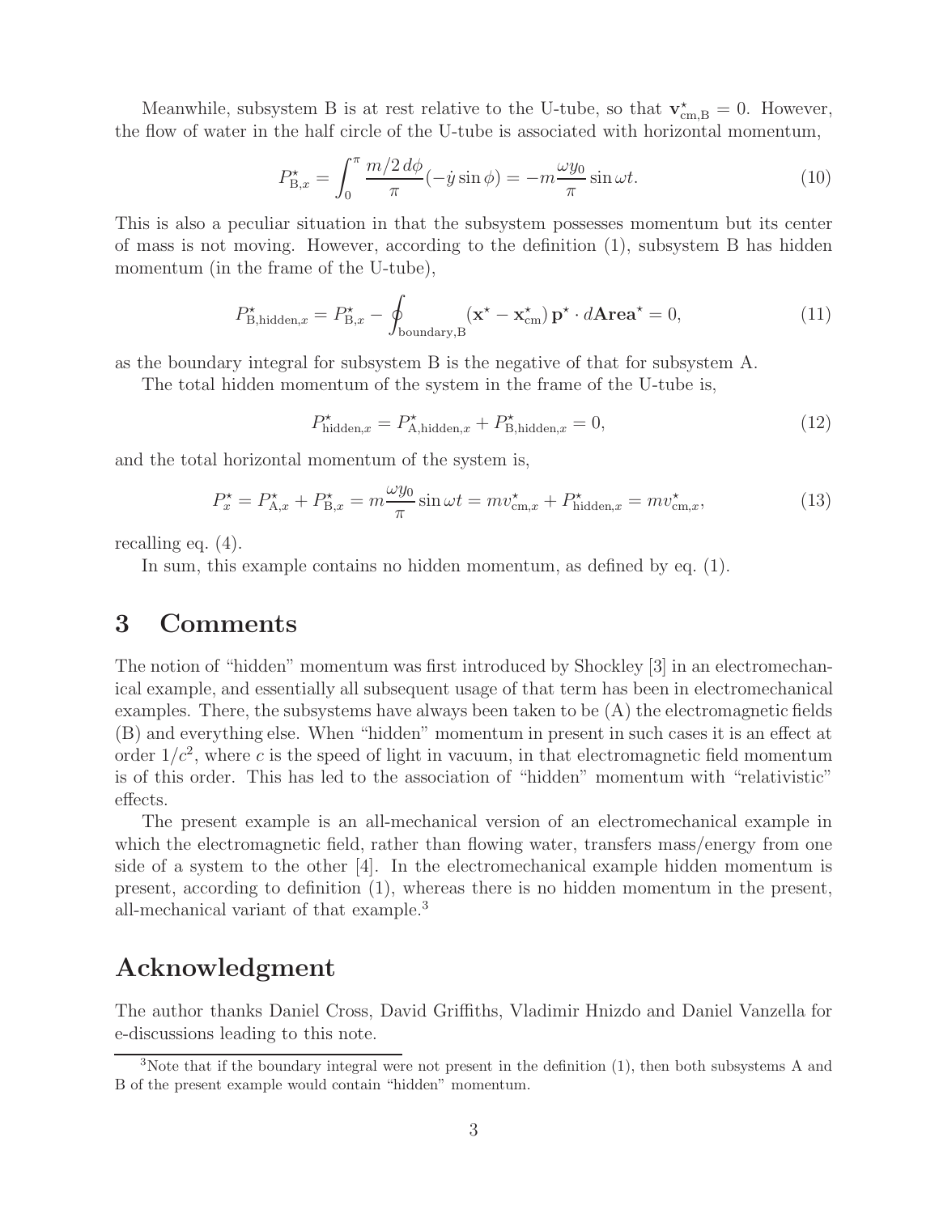Meanwhile, subsystem B is at rest relative to the U-tube, so that $\mathbf{v}^\star_{\rm cm,B} = 0$. However, the flow of water in the half circle of the U-tube is associated with horizontal momentum,

$$P^\star_{{\rm B},x} = \int_0^\pi \frac{m/2\, d\phi}{\pi}(-\dot{y}\sin\phi) = -m\frac{\omega y_0}{\pi}\sin\omega t. \tag{10}$$

This is also a peculiar situation in that the subsystem possesses momentum but its center of mass is not moving. However, according to the definition (1), subsystem B has hidden momentum (in the frame of the U-tube),

$$P^\star_{{\rm B,hidden},x} = P^\star_{{\rm B},x} - \oint_{\rm boundary,B} (\mathbf{x}^\star - \mathbf{x}^\star_{\rm cm})\, \mathbf{p}^\star \cdot d\mathbf{Area}^\star = 0, \tag{11}$$

as the boundary integral for subsystem B is the negative of that for subsystem A.

The total hidden momentum of the system in the frame of the U-tube is,

$$P^\star_{{\rm hidden},x} = P^\star_{{\rm A,hidden},x} + P^\star_{{\rm B,hidden},x} = 0, \tag{12}$$

and the total horizontal momentum of the system is,

$$P^\star_x = P^\star_{{\rm A},x} + P^\star_{{\rm B},x} = m\frac{\omega y_0}{\pi}\sin\omega t = m v^\star_{{\rm cm},x} + P^\star_{{\rm hidden},x} = m v^\star_{{\rm cm},x}, \tag{13}$$

recalling eq. (4).

In sum, this example contains no hidden momentum, as defined by eq. (1).

## 3 Comments

The notion of "hidden" momentum was first introduced by Shockley [3] in an electromechanical example, and essentially all subsequent usage of that term has been in electromechanical examples. There, the subsystems have always been taken to be (A) the electromagnetic fields (B) and everything else. When "hidden" momentum in present in such cases it is an effect at order $1/c^2$, where $c$ is the speed of light in vacuum, in that electromagnetic field momentum is of this order. This has led to the association of "hidden" momentum with "relativistic" effects.

The present example is an all-mechanical version of an electromechanical example in which the electromagnetic field, rather than flowing water, transfers mass/energy from one side of a system to the other [4]. In the electromechanical example hidden momentum is present, according to definition (1), whereas there is no hidden momentum in the present, all-mechanical variant of that example.[3]

## Acknowledgment

The author thanks Daniel Cross, David Griffiths, Vladimir Hnizdo and Daniel Vanzella for e-discussions leading to this note.

[3]Note that if the boundary integral were not present in the definition (1), then both subsystems A and B of the present example would contain "hidden" momentum.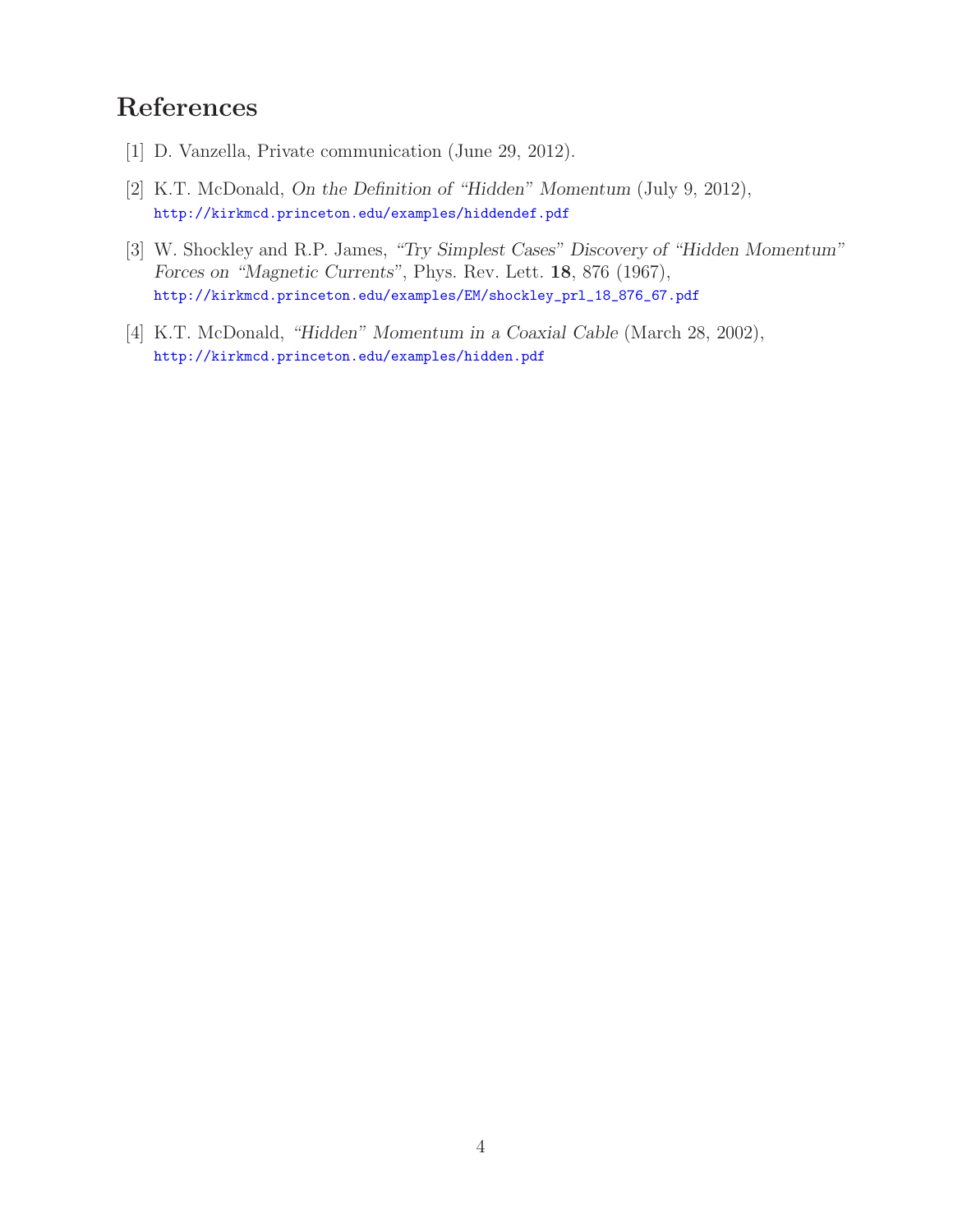## References

[1] D. Vanzella, Private communication (June 29, 2012).

[2] K.T. McDonald, *On the Definition of "Hidden" Momentum* (July 9, 2012), http://kirkmcd.princeton.edu/examples/hiddendef.pdf

[3] W. Shockley and R.P. James, *"Try Simplest Cases" Discovery of "Hidden Momentum" Forces on "Magnetic Currents"*, Phys. Rev. Lett. **18**, 876 (1967), http://kirkmcd.princeton.edu/examples/EM/shockley_prl_18_876_67.pdf

[4] K.T. McDonald, *"Hidden" Momentum in a Coaxial Cable* (March 28, 2002), http://kirkmcd.princeton.edu/examples/hidden.pdf